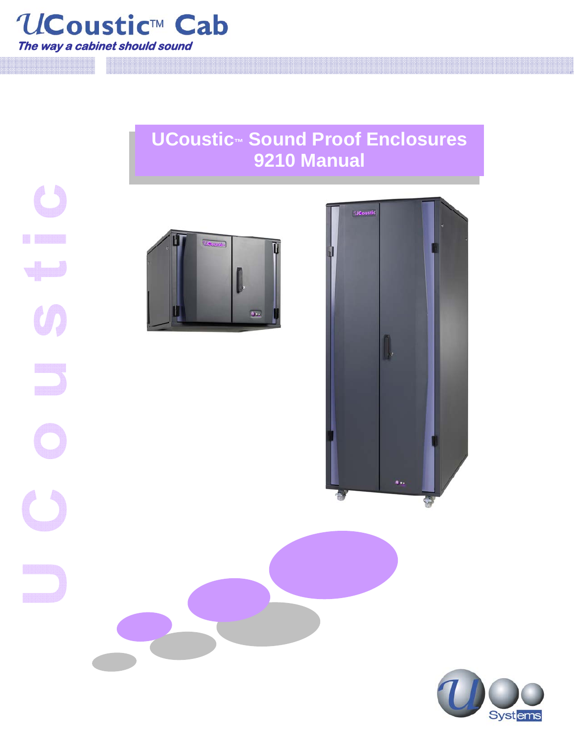# UCoustic™ Cab

*The way a cabinet should sound*

## UCoustic™ Sound Proof Enclosures 9210 Manual

UCoustic

U Systems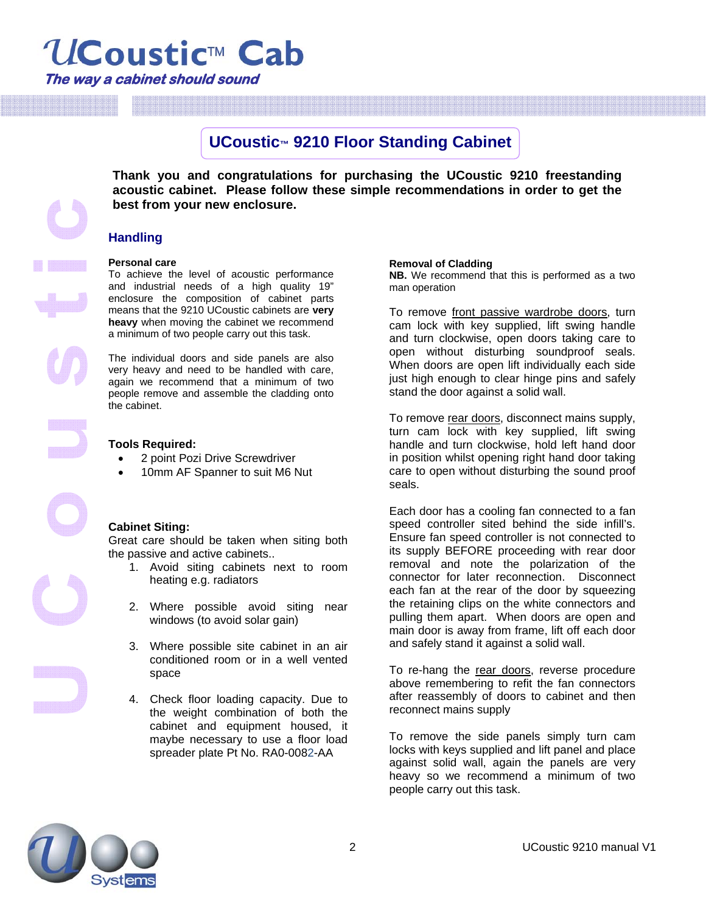# UCoustic™ 9210 Floor Standing Cabinet

**Thank you and congratulations for purchasing the UCoustic 9210 freestanding acoustic cabinet. Please follow these simple recommendations in order to get the best from your new enclosure.**

## Handling

**Personal care**

To achieve the level of acoustic performance and industrial needs of a high quality 19" enclosure the composition of cabinet parts means that the 9210 UCoustic cabinets are **very heavy** when moving the cabinet we recommend a minimum of two people carry out this task.

The individual doors and side panels are also very heavy and need to be handled with care, again we recommend that a minimum of two people remove and assemble the cladding onto the cabinet.

**Tools Required:**

- 2 point Pozi Drive Screwdriver
- 10mm AF Spanner to suit M6 Nut

**Cabinet Siting:**

Great care should be taken when siting both the passive and active cabinets..

1. Avoid siting cabinets next to room heating e.g. radiators
2. Where possible avoid siting near windows (to avoid solar gain)
3. Where possible site cabinet in an air conditioned room or in a well vented space
4. Check floor loading capacity. Due to the weight combination of both the cabinet and equipment housed, it maybe necessary to use a floor load spreader plate Pt No. RA0-0082-AA

**Removal of Cladding**

**NB.** We recommend that this is performed as a two man operation

To remove front passive wardrobe doors, turn cam lock with key supplied, lift swing handle and turn clockwise, open doors taking care to open without disturbing soundproof seals. When doors are open lift individually each side just high enough to clear hinge pins and safely stand the door against a solid wall.

To remove rear doors, disconnect mains supply, turn cam lock with key supplied, lift swing handle and turn clockwise, hold left hand door in position whilst opening right hand door taking care to open without disturbing the sound proof seals.

Each door has a cooling fan connected to a fan speed controller sited behind the side infill's. Ensure fan speed controller is not connected to its supply BEFORE proceeding with rear door removal and note the polarization of the connector for later reconnection. Disconnect each fan at the rear of the door by squeezing the retaining clips on the white connectors and pulling them apart. When doors are open and main door is away from frame, lift off each door and safely stand it against a solid wall.

To re-hang the rear doors, reverse procedure above remembering to refit the fan connectors after reassembly of doors to cabinet and then reconnect mains supply

To remove the side panels simply turn cam locks with keys supplied and lift panel and place against solid wall, again the panels are very heavy so we recommend a minimum of two people carry out this task.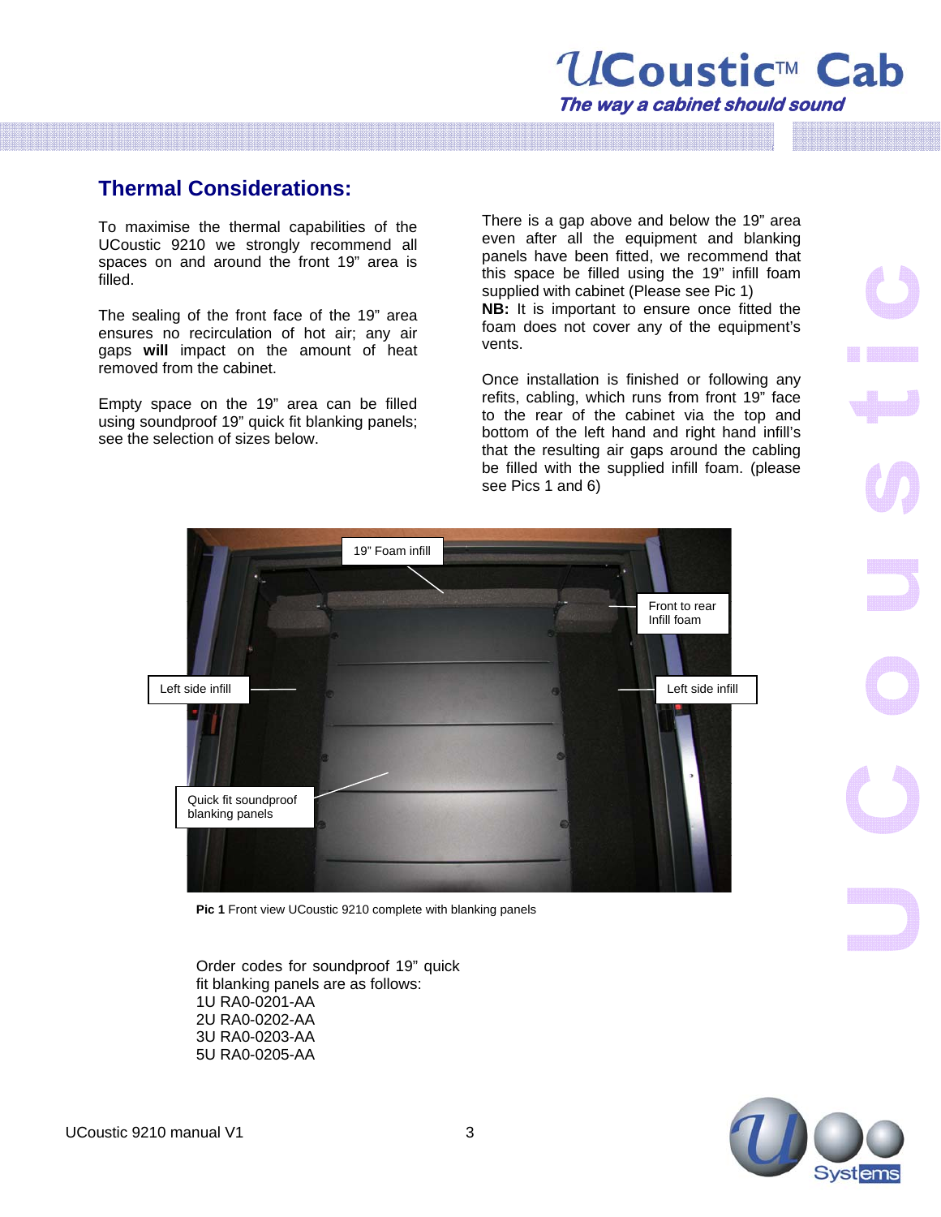## Thermal Considerations:

To maximise the thermal capabilities of the UCoustic 9210 we strongly recommend all spaces on and around the front 19" area is filled.

The sealing of the front face of the 19" area ensures no recirculation of hot air; any air gaps **will** impact on the amount of heat removed from the cabinet.

Empty space on the 19" area can be filled using soundproof 19" quick fit blanking panels; see the selection of sizes below.

There is a gap above and below the 19" area even after all the equipment and blanking panels have been fitted, we recommend that this space be filled using the 19" infill foam supplied with cabinet (Please see Pic 1)

**NB:** It is important to ensure once fitted the foam does not cover any of the equipment's vents.

Once installation is finished or following any refits, cabling, which runs from front 19" face to the rear of the cabinet via the top and bottom of the left hand and right hand infill's that the resulting air gaps around the cabling be filled with the supplied infill foam. (please see Pics 1 and 6)

19" Foam infill

Front to rear Infill foam

Left side infill

Left side infill

Quick fit soundproof blanking panels

**Pic 1** Front view UCoustic 9210 complete with blanking panels

Order codes for soundproof 19" quick fit blanking panels are as follows:
1U RA0-0201-AA
2U RA0-0202-AA
3U RA0-0203-AA
5U RA0-0205-AA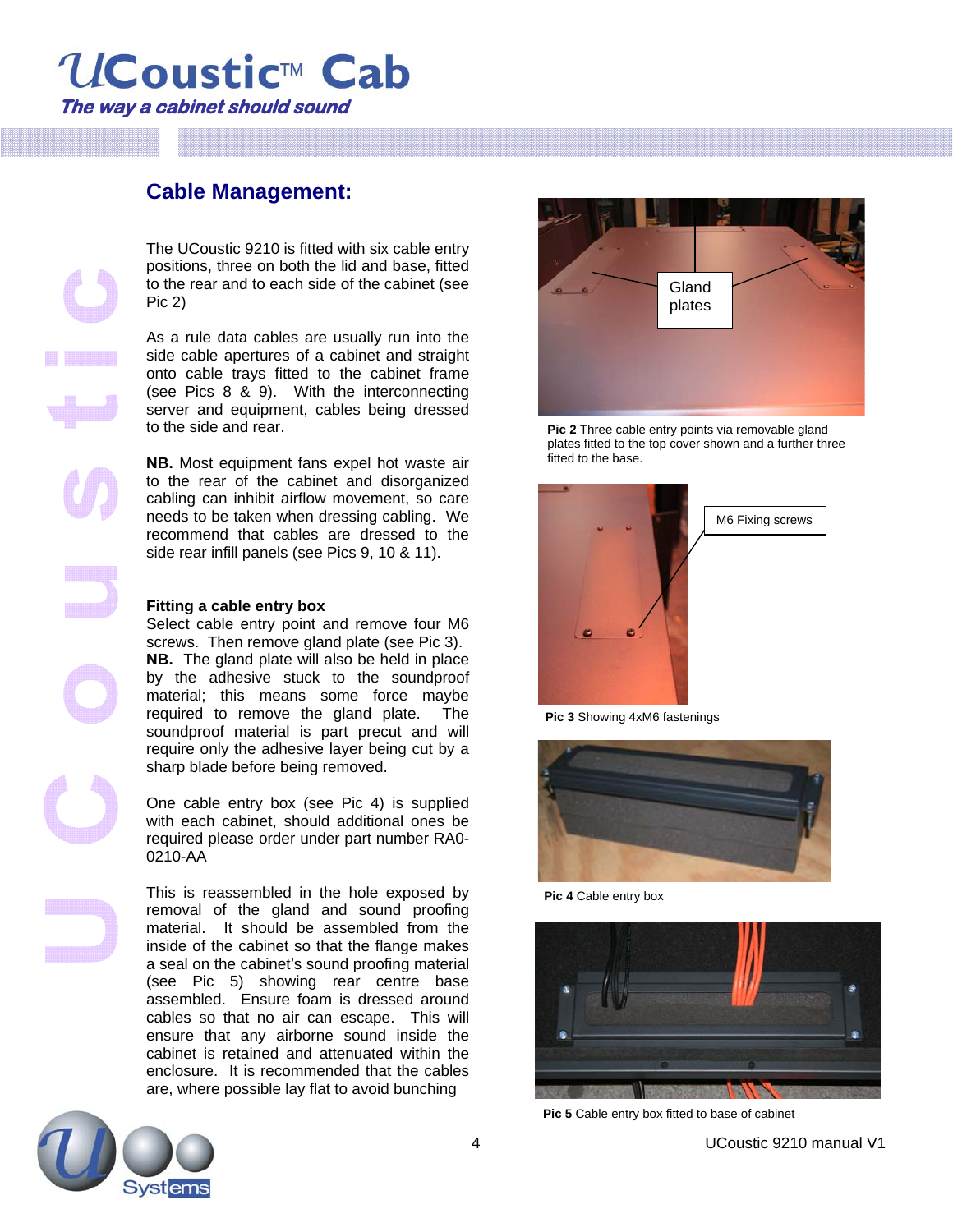## Cable Management:

The UCoustic 9210 is fitted with six cable entry positions, three on both the lid and base, fitted to the rear and to each side of the cabinet (see Pic 2)

As a rule data cables are usually run into the side cable apertures of a cabinet and straight onto cable trays fitted to the cabinet frame (see Pics 8 & 9). With the interconnecting server and equipment, cables being dressed to the side and rear.

**NB.** Most equipment fans expel hot waste air to the rear of the cabinet and disorganized cabling can inhibit airflow movement, so care needs to be taken when dressing cabling. We recommend that cables are dressed to the side rear infill panels (see Pics 9, 10 & 11).

### Fitting a cable entry box

Select cable entry point and remove four M6 screws. Then remove gland plate (see Pic 3). **NB.** The gland plate will also be held in place by the adhesive stuck to the soundproof material; this means some force maybe required to remove the gland plate. The soundproof material is part precut and will require only the adhesive layer being cut by a sharp blade before being removed.

One cable entry box (see Pic 4) is supplied with each cabinet, should additional ones be required please order under part number RA0-0210-AA

This is reassembled in the hole exposed by removal of the gland and sound proofing material. It should be assembled from the inside of the cabinet so that the flange makes a seal on the cabinet's sound proofing material (see Pic 5) showing rear centre base assembled. Ensure foam is dressed around cables so that no air can escape. This will ensure that any airborne sound inside the cabinet is retained and attenuated within the enclosure. It is recommended that the cables are, where possible lay flat to avoid bunching

Gland plates

**Pic 2** Three cable entry points via removable gland plates fitted to the top cover shown and a further three fitted to the base.

M6 Fixing screws

**Pic 3** Showing 4xM6 fastenings

**Pic 4** Cable entry box

**Pic 5** Cable entry box fitted to base of cabinet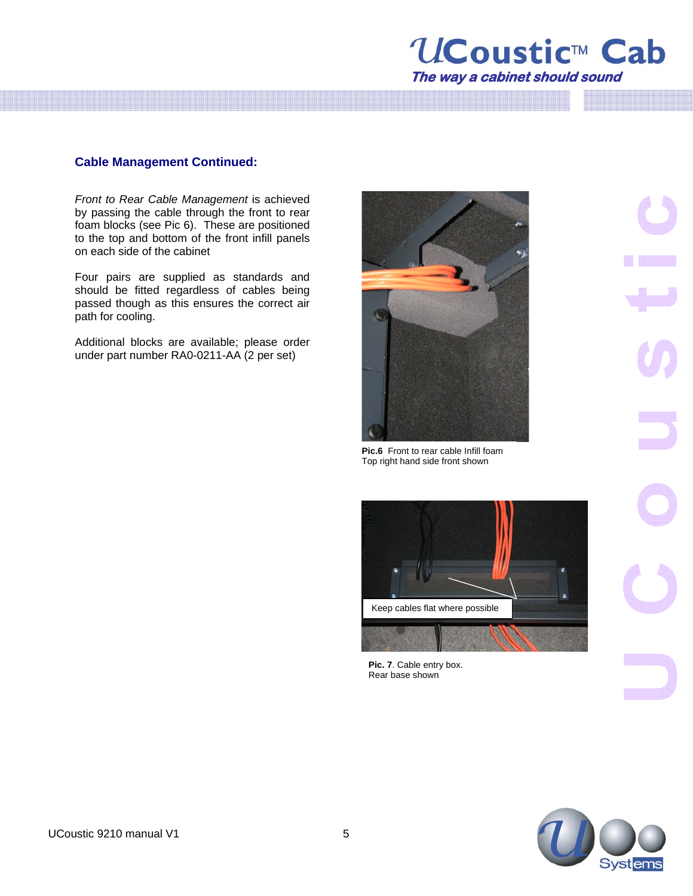## Cable Management Continued:

*Front to Rear Cable Management* is achieved by passing the cable through the front to rear foam blocks (see Pic 6). These are positioned to the top and bottom of the front infill panels on each side of the cabinet

Four pairs are supplied as standards and should be fitted regardless of cables being passed though as this ensures the correct air path for cooling.

Additional blocks are available; please order under part number RA0-0211-AA (2 per set)

**Pic.6** Front to rear cable Infill foam
Top right hand side front shown

Keep cables flat where possible

**Pic. 7**. Cable entry box.
Rear base shown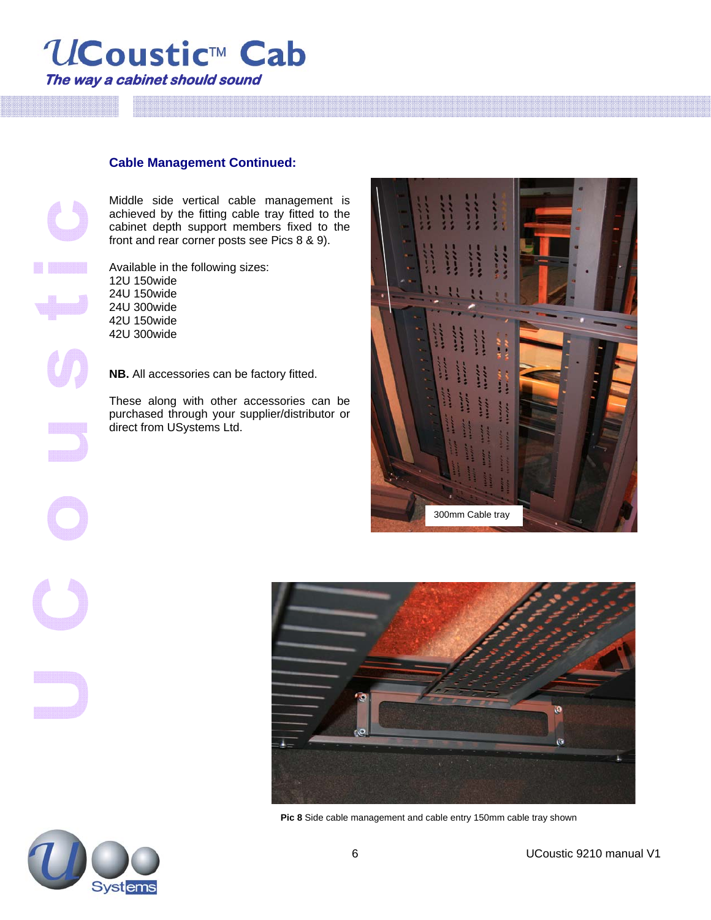### Cable Management Continued:

Middle side vertical cable management is achieved by the fitting cable tray fitted to the cabinet depth support members fixed to the front and rear corner posts see Pics 8 & 9).

Available in the following sizes:
12U 150wide
24U 150wide
24U 300wide
42U 150wide
42U 300wide

**NB.** All accessories can be factory fitted.

These along with other accessories can be purchased through your supplier/distributor or direct from USystems Ltd.

300mm Cable tray

**Pic 8** Side cable management and cable entry 150mm cable tray shown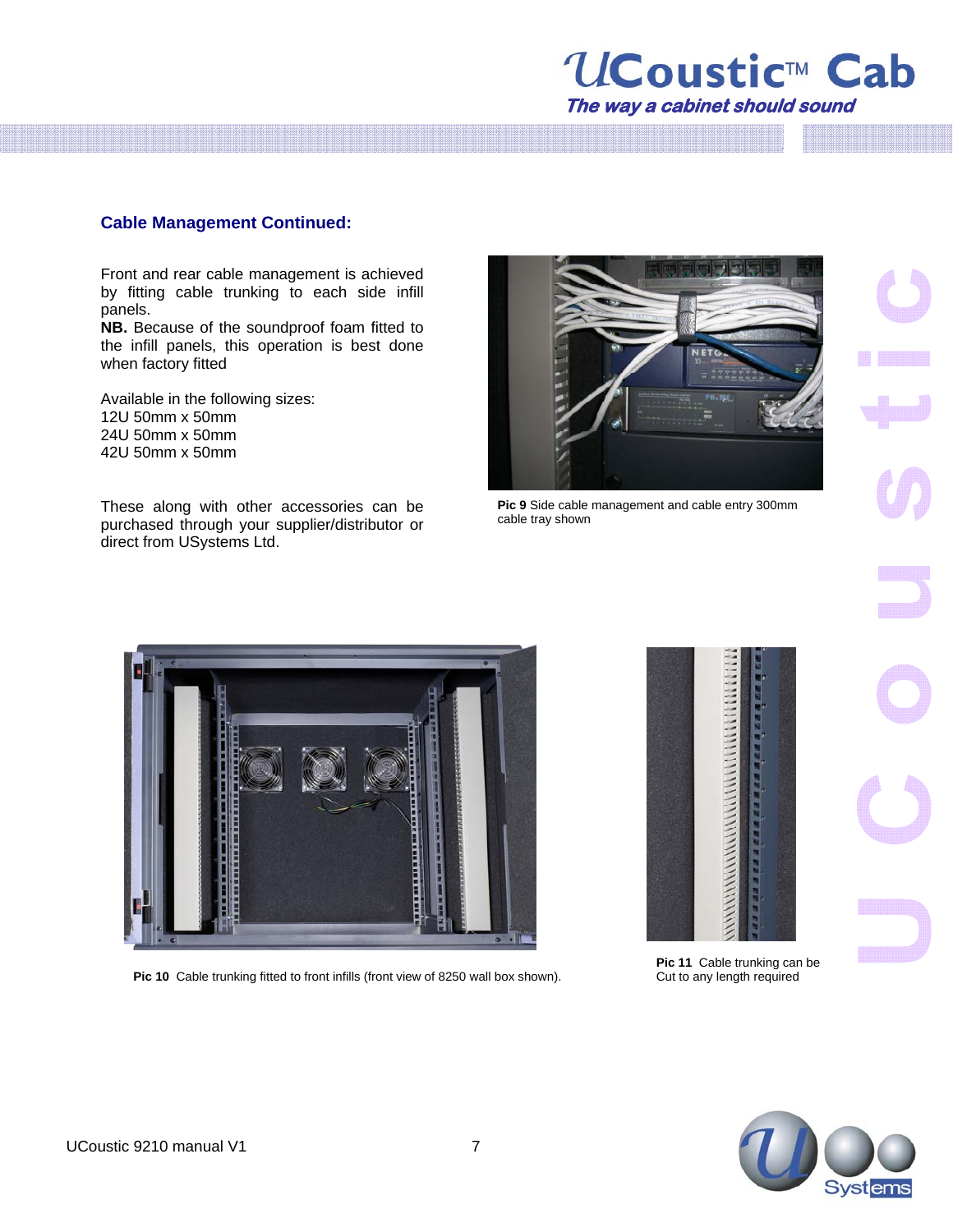## Cable Management Continued:

Front and rear cable management is achieved by fitting cable trunking to each side infill panels.
**NB.** Because of the soundproof foam fitted to the infill panels, this operation is best done when factory fitted

Available in the following sizes:
12U 50mm x 50mm
24U 50mm x 50mm
42U 50mm x 50mm

These along with other accessories can be purchased through your supplier/distributor or direct from USystems Ltd.

**Pic 9** Side cable management and cable entry 300mm cable tray shown

**Pic 10** Cable trunking fitted to front infills (front view of 8250 wall box shown).

**Pic 11** Cable trunking can be Cut to any length required